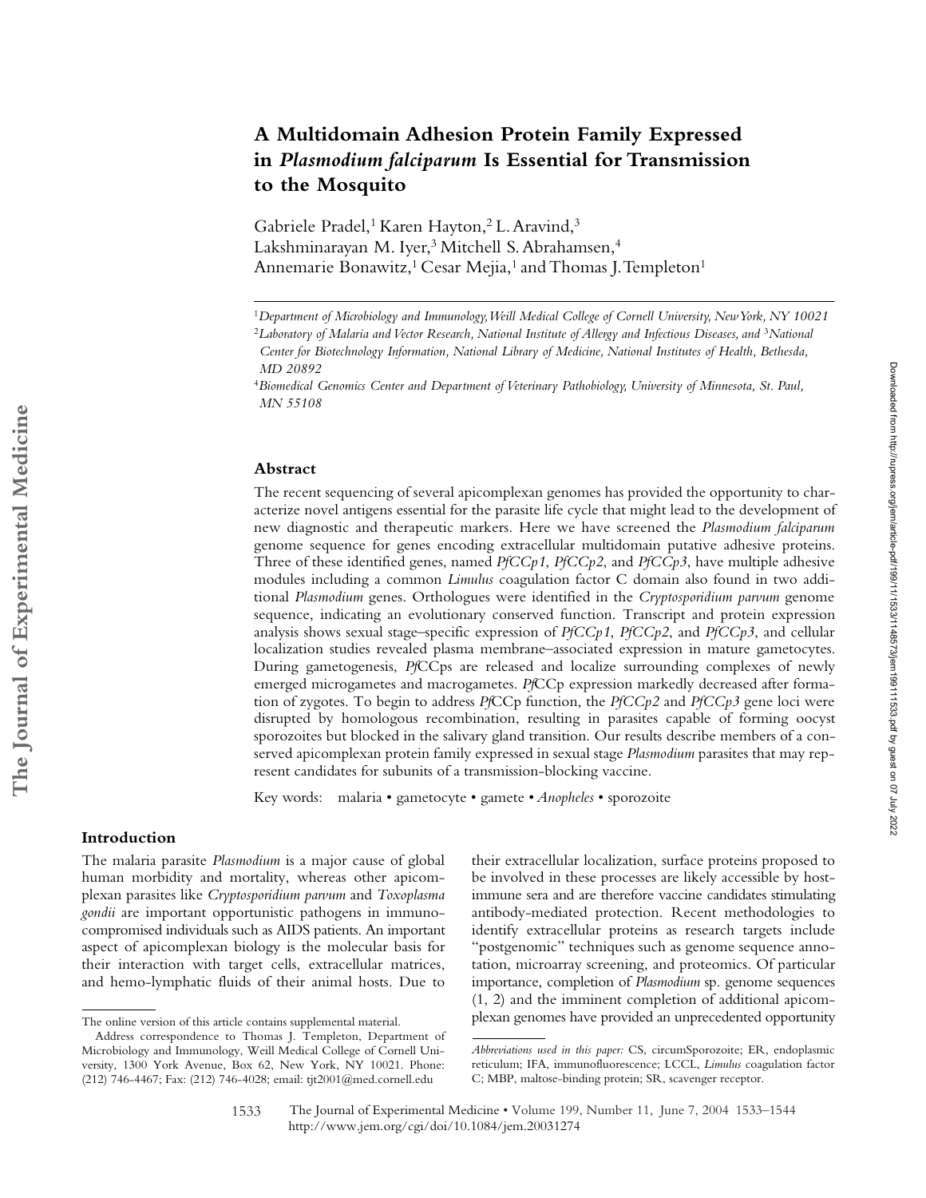# A Multidomain Adhesion Protein Family Expressed in *Plasmodium falciparum* Is Essential for Transmission to the Mosquito

Gabriele Pradel,[1] Karen Hayton,[2] L. Aravind,[3] Lakshminarayan M. Iyer,[3] Mitchell S. Abrahamsen,[4] Annemarie Bonawitz,[1] Cesar Mejia,[1] and Thomas J. Templeton[1]

[1]*Department of Microbiology and Immunology, Weill Medical College of Cornell University, New York, NY 10021*
[2]*Laboratory of Malaria and Vector Research, National Institute of Allergy and Infectious Diseases, and* [3]*National Center for Biotechnology Information, National Library of Medicine, National Institutes of Health, Bethesda, MD 20892*
[4]*Biomedical Genomics Center and Department of Veterinary Pathobiology, University of Minnesota, St. Paul, MN 55108*

## Abstract

The recent sequencing of several apicomplexan genomes has provided the opportunity to characterize novel antigens essential for the parasite life cycle that might lead to the development of new diagnostic and therapeutic markers. Here we have screened the *Plasmodium falciparum* genome sequence for genes encoding extracellular multidomain putative adhesive proteins. Three of these identified genes, named *PfCCp1*, *PfCCp2*, and *PfCCp3*, have multiple adhesive modules including a common *Limulus* coagulation factor C domain also found in two additional *Plasmodium* genes. Orthologues were identified in the *Cryptosporidium parvum* genome sequence, indicating an evolutionary conserved function. Transcript and protein expression analysis shows sexual stage–specific expression of *PfCCp1*, *PfCCp2*, and *PfCCp3*, and cellular localization studies revealed plasma membrane–associated expression in mature gametocytes. During gametogenesis, *Pf*CCps are released and localize surrounding complexes of newly emerged microgametes and macrogametes. *Pf*CCp expression markedly decreased after formation of zygotes. To begin to address *Pf*CCp function, the *PfCCp2* and *PfCCp3* gene loci were disrupted by homologous recombination, resulting in parasites capable of forming oocyst sporozoites but blocked in the salivary gland transition. Our results describe members of a conserved apicomplexan protein family expressed in sexual stage *Plasmodium* parasites that may represent candidates for subunits of a transmission-blocking vaccine.

Key words: malaria • gametocyte • gamete • *Anopheles* • sporozoite

## Introduction

The malaria parasite *Plasmodium* is a major cause of global human morbidity and mortality, whereas other apicomplexan parasites like *Cryptosporidium parvum* and *Toxoplasma gondii* are important opportunistic pathogens in immunocompromised individuals such as AIDS patients. An important aspect of apicomplexan biology is the molecular basis for their interaction with target cells, extracellular matrices, and hemo-lymphatic fluids of their animal hosts. Due to their extracellular localization, surface proteins proposed to be involved in these processes are likely accessible by host-immune sera and are therefore vaccine candidates stimulating antibody-mediated protection. Recent methodologies to identify extracellular proteins as research targets include "postgenomic" techniques such as genome sequence annotation, microarray screening, and proteomics. Of particular importance, completion of *Plasmodium* sp. genome sequences (1, 2) and the imminent completion of additional apicomplexan genomes have provided an unprecedented opportunity

The online version of this article contains supplemental material.

Address correspondence to Thomas J. Templeton, Department of Microbiology and Immunology, Weill Medical College of Cornell University, 1300 York Avenue, Box 62, New York, NY 10021. Phone: (212) 746-4467; Fax: (212) 746-4028; email: tjt2001@med.cornell.edu

*Abbreviations used in this paper:* CS, circumSporozoite; ER, endoplasmic reticulum; IFA, immunofluorescence; LCCL, *Limulus* coagulation factor C; MBP, maltose-binding protein; SR, scavenger receptor.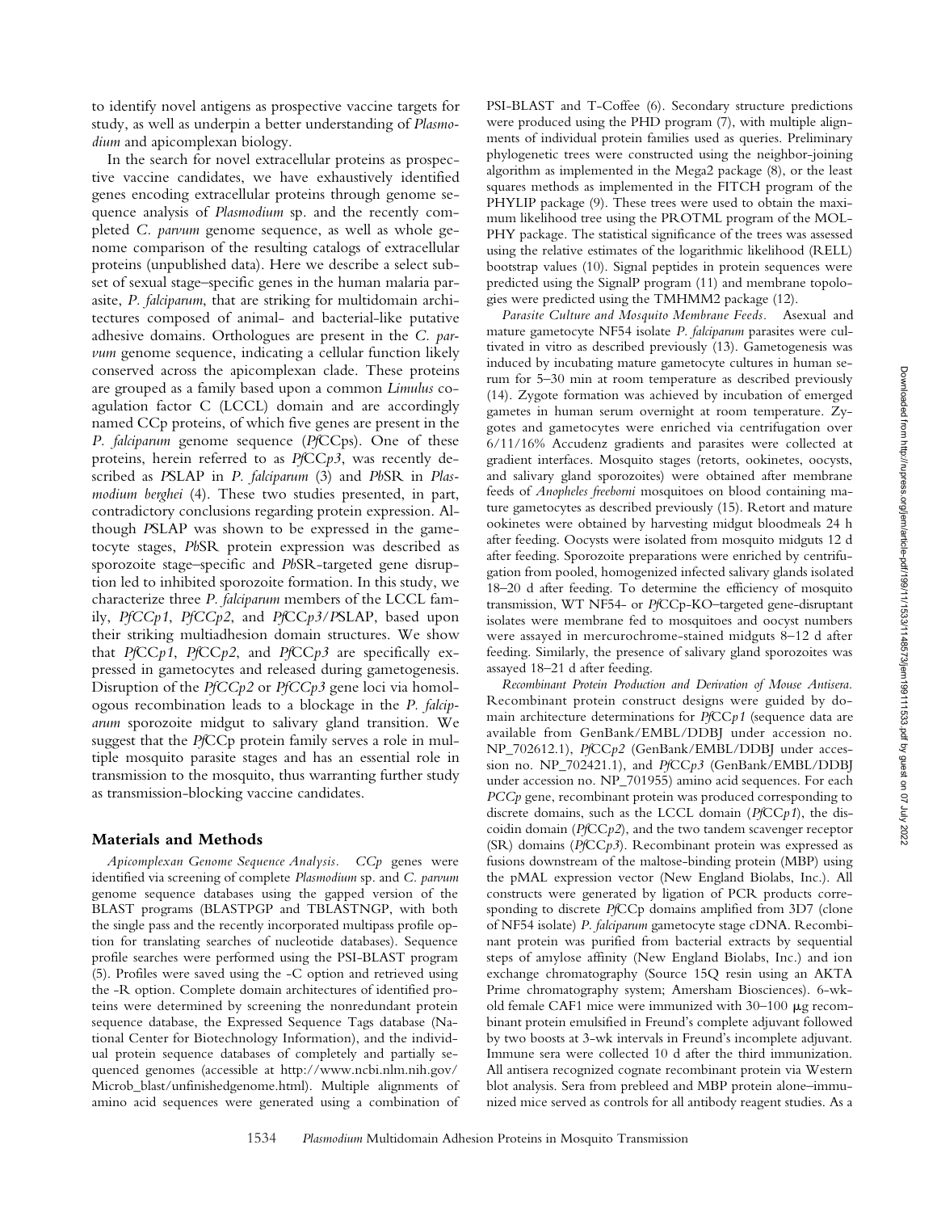to identify novel antigens as prospective vaccine targets for study, as well as underpin a better understanding of *Plasmodium* and apicomplexan biology.

In the search for novel extracellular proteins as prospective vaccine candidates, we have exhaustively identified genes encoding extracellular proteins through genome sequence analysis of *Plasmodium* sp. and the recently completed *C. parvum* genome sequence, as well as whole genome comparison of the resulting catalogs of extracellular proteins (unpublished data). Here we describe a select subset of sexual stage–specific genes in the human malaria parasite, *P. falciparum*, that are striking for multidomain architectures composed of animal- and bacterial-like putative adhesive domains. Orthologues are present in the *C. parvum* genome sequence, indicating a cellular function likely conserved across the apicomplexan clade. These proteins are grouped as a family based upon a common *Limulus* coagulation factor C (LCCL) domain and are accordingly named CCp proteins, of which five genes are present in the *P. falciparum* genome sequence (*Pf*CCps). One of these proteins, herein referred to as *Pf*CC*p3*, was recently described as *P*SLAP in *P. falciparum* (3) and *Pb*SR in *Plasmodium berghei* (4). These two studies presented, in part, contradictory conclusions regarding protein expression. Although *P*SLAP was shown to be expressed in the gametocyte stages, *Pb*SR protein expression was described as sporozoite stage–specific and *Pb*SR-targeted gene disruption led to inhibited sporozoite formation. In this study, we characterize three *P. falciparum* members of the LCCL family, *PfCCp1*, *PfCCp2*, and *Pf*CC*p3*/*P*SLAP, based upon their striking multiadhesion domain structures. We show that *Pf*CC*p1*, *Pf*CC*p2*, and *Pf*CC*p3* are specifically expressed in gametocytes and released during gametogenesis. Disruption of the *PfCCp2* or *PfCCp3* gene loci via homologous recombination leads to a blockage in the *P. falciparum* sporozoite midgut to salivary gland transition. We suggest that the *Pf*CCp protein family serves a role in multiple mosquito parasite stages and has an essential role in transmission to the mosquito, thus warranting further study as transmission-blocking vaccine candidates.

## Materials and Methods

*Apicomplexan Genome Sequence Analysis.* CCp genes were identified via screening of complete *Plasmodium* sp. and *C. parvum* genome sequence databases using the gapped version of the BLAST programs (BLASTPGP and TBLASTNGP, with both the single pass and the recently incorporated multipass profile option for translating searches of nucleotide databases). Sequence profile searches were performed using the PSI-BLAST program (5). Profiles were saved using the -C option and retrieved using the -R option. Complete domain architectures of identified proteins were determined by screening the nonredundant protein sequence database, the Expressed Sequence Tags database (National Center for Biotechnology Information), and the individual protein sequence databases of completely and partially sequenced genomes (accessible at http://www.ncbi.nlm.nih.gov/Microb_blast/unfinishedgenome.html). Multiple alignments of amino acid sequences were generated using a combination of PSI-BLAST and T-Coffee (6). Secondary structure predictions were produced using the PHD program (7), with multiple alignments of individual protein families used as queries. Preliminary phylogenetic trees were constructed using the neighbor-joining algorithm as implemented in the Mega2 package (8), or the least squares methods as implemented in the FITCH program of the PHYLIP package (9). These trees were used to obtain the maximum likelihood tree using the PROTML program of the MOLPHY package. The statistical significance of the trees was assessed using the relative estimates of the logarithmic likelihood (RELL) bootstrap values (10). Signal peptides in protein sequences were predicted using the SignalP program (11) and membrane topologies were predicted using the TMHMM2 package (12).

*Parasite Culture and Mosquito Membrane Feeds.* Asexual and mature gametocyte NF54 isolate *P. falciparum* parasites were cultivated in vitro as described previously (13). Gametogenesis was induced by incubating mature gametocyte cultures in human serum for 5–30 min at room temperature as described previously (14). Zygote formation was achieved by incubation of emerged gametes in human serum overnight at room temperature. Zygotes and gametocytes were enriched via centrifugation over 6/11/16% Accudenz gradients and parasites were collected at gradient interfaces. Mosquito stages (retorts, ookinetes, oocysts, and salivary gland sporozoites) were obtained after membrane feeds of *Anopheles freeborni* mosquitoes on blood containing mature gametocytes as described previously (15). Retort and mature ookinetes were obtained by harvesting midgut bloodmeals 24 h after feeding. Oocysts were isolated from mosquito midguts 12 d after feeding. Sporozoite preparations were enriched by centrifugation from pooled, homogenized infected salivary glands isolated 18–20 d after feeding. To determine the efficiency of mosquito transmission, WT NF54- or *Pf*CCp-KO–targeted gene-disruptant isolates were membrane fed to mosquitoes and oocyst numbers were assayed in mercurochrome-stained midguts 8–12 d after feeding. Similarly, the presence of salivary gland sporozoites was assayed 18–21 d after feeding.

*Recombinant Protein Production and Derivation of Mouse Antisera.* Recombinant protein construct designs were guided by domain architecture determinations for *Pf*CC*p1* (sequence data are available from GenBank/EMBL/DDBJ under accession no. NP_702612.1), *Pf*CC*p2* (GenBank/EMBL/DDBJ under accession no. NP_702421.1), and *Pf*CC*p3* (GenBank/EMBL/DDBJ under accession no. NP_701955) amino acid sequences. For each *PCCp* gene, recombinant protein was produced corresponding to discrete domains, such as the LCCL domain (*Pf*CC*p1*), the discoidin domain (*Pf*CC*p2*), and the two tandem scavenger receptor (SR) domains (*Pf*CC*p3*). Recombinant protein was expressed as fusions downstream of the maltose-binding protein (MBP) using the pMAL expression vector (New England Biolabs, Inc.). All constructs were generated by ligation of PCR products corresponding to discrete *Pf*CCp domains amplified from 3D7 (clone of NF54 isolate) *P. falciparum* gametocyte stage cDNA. Recombinant protein was purified from bacterial extracts by sequential steps of amylose affinity (New England Biolabs, Inc.) and ion exchange chromatography (Source 15Q resin using an AKTA Prime chromatography system; Amersham Biosciences). 6-wk-old female CAF1 mice were immunized with 30–100 μg recombinant protein emulsified in Freund's complete adjuvant followed by two boosts at 3-wk intervals in Freund's incomplete adjuvant. Immune sera were collected 10 d after the third immunization. All antisera recognized cognate recombinant protein via Western blot analysis. Sera from prebleed and MBP protein alone–immunized mice served as controls for all antibody reagent studies. As a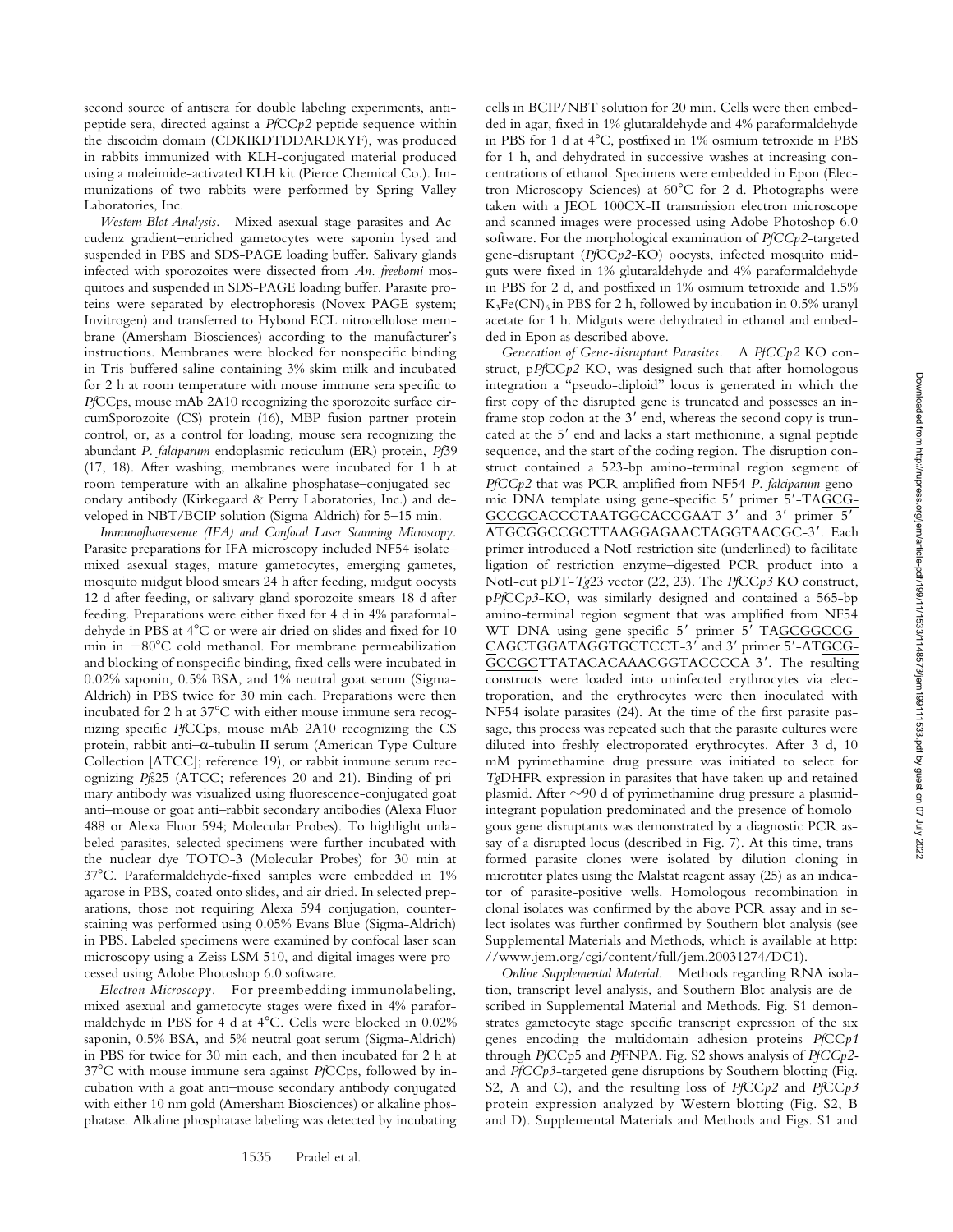second source of antisera for double labeling experiments, antipeptide sera, directed against a *PfCCp2* peptide sequence within the discoidin domain (CDKIKDTDDARDKYF), was produced in rabbits immunized with KLH-conjugated material produced using a maleimide-activated KLH kit (Pierce Chemical Co.). Immunizations of two rabbits were performed by Spring Valley Laboratories, Inc.

*Western Blot Analysis.* Mixed asexual stage parasites and Accudenz gradient–enriched gametocytes were saponin lysed and suspended in PBS and SDS-PAGE loading buffer. Salivary glands infected with sporozoites were dissected from *An. freeborni* mosquitoes and suspended in SDS-PAGE loading buffer. Parasite proteins were separated by electrophoresis (Novex PAGE system; Invitrogen) and transferred to Hybond ECL nitrocellulose membrane (Amersham Biosciences) according to the manufacturer's instructions. Membranes were blocked for nonspecific binding in Tris-buffered saline containing 3% skim milk and incubated for 2 h at room temperature with mouse immune sera specific to *Pf*CCps, mouse mAb 2A10 recognizing the sporozoite surface circumSporozoite (CS) protein (16), MBP fusion partner protein control, or, as a control for loading, mouse sera recognizing the abundant *P. falciparum* endoplasmic reticulum (ER) protein, *Pf*39 (17, 18). After washing, membranes were incubated for 1 h at room temperature with an alkaline phosphatase–conjugated secondary antibody (Kirkegaard & Perry Laboratories, Inc.) and developed in NBT/BCIP solution (Sigma-Aldrich) for 5–15 min.

*Immunofluorescence (IFA) and Confocal Laser Scanning Microscopy.* Parasite preparations for IFA microscopy included NF54 isolate–mixed asexual stages, mature gametocytes, emerging gametes, mosquito midgut blood smears 24 h after feeding, midgut oocysts 12 d after feeding, or salivary gland sporozoite smears 18 d after feeding. Preparations were either fixed for 4 d in 4% paraformaldehyde in PBS at 4°C or were air dried on slides and fixed for 10 min in −80°C cold methanol. For membrane permeabilization and blocking of nonspecific binding, fixed cells were incubated in 0.02% saponin, 0.5% BSA, and 1% neutral goat serum (Sigma-Aldrich) in PBS twice for 30 min each. Preparations were then incubated for 2 h at 37°C with either mouse immune sera recognizing specific *Pf*CCps, mouse mAb 2A10 recognizing the CS protein, rabbit anti–α-tubulin II serum (American Type Culture Collection [ATCC]; reference 19), or rabbit immune serum recognizing *Pfs*25 (ATCC; references 20 and 21). Binding of primary antibody was visualized using fluorescence-conjugated goat anti–mouse or goat anti–rabbit secondary antibodies (Alexa Fluor 488 or Alexa Fluor 594; Molecular Probes). To highlight unlabeled parasites, selected specimens were further incubated with the nuclear dye TOTO-3 (Molecular Probes) for 30 min at 37°C. Paraformaldehyde-fixed samples were embedded in 1% agarose in PBS, coated onto slides, and air dried. In selected preparations, those not requiring Alexa 594 conjugation, counterstaining was performed using 0.05% Evans Blue (Sigma-Aldrich) in PBS. Labeled specimens were examined by confocal laser scan microscopy using a Zeiss LSM 510, and digital images were processed using Adobe Photoshop 6.0 software.

*Electron Microscopy.* For preembedding immunolabeling, mixed asexual and gametocyte stages were fixed in 4% paraformaldehyde in PBS for 4 d at 4°C. Cells were blocked in 0.02% saponin, 0.5% BSA, and 5% neutral goat serum (Sigma-Aldrich) in PBS for twice for 30 min each, and then incubated for 2 h at 37°C with mouse immune sera against *Pf*CCps, followed by incubation with a goat anti–mouse secondary antibody conjugated with either 10 nm gold (Amersham Biosciences) or alkaline phosphatase. Alkaline phosphatase labeling was detected by incubating cells in BCIP/NBT solution for 20 min. Cells were then embedded in agar, fixed in 1% glutaraldehyde and 4% paraformaldehyde in PBS for 1 d at 4°C, postfixed in 1% osmium tetroxide in PBS for 1 h, and dehydrated in successive washes at increasing concentrations of ethanol. Specimens were embedded in Epon (Electron Microscopy Sciences) at 60°C for 2 d. Photographs were taken with a JEOL 100CX-II transmission electron microscope and scanned images were processed using Adobe Photoshop 6.0 software. For the morphological examination of *PfCCp2*-targeted gene-disruptant (*PfCCp2*-KO) oocysts, infected mosquito midguts were fixed in 1% glutaraldehyde and 4% paraformaldehyde in PBS for 2 d, and postfixed in 1% osmium tetroxide and 1.5% $K_3Fe(CN)_6$ in PBS for 2 h, followed by incubation in 0.5% uranyl acetate for 1 h. Midguts were dehydrated in ethanol and embedded in Epon as described above.

*Generation of Gene-disruptant Parasites.* A *PfCCp2* KO construct, p*PfCCp2*-KO, was designed such that after homologous integration a "pseudo-diploid" locus is generated in which the first copy of the disrupted gene is truncated and possesses an in-frame stop codon at the 3′ end, whereas the second copy is truncated at the 5′ end and lacks a start methionine, a signal peptide sequence, and the start of the coding region. The disruption construct contained a 523-bp amino-terminal region segment of *PfCCp2* that was PCR amplified from NF54 *P. falciparum* genomic DNA template using gene-specific 5′ primer 5′-TAGCGGCCGCACCCTAATGGCACCGAAT-3′ and 3′ primer 5′-ATGCGGCCGCTTAAGGAGAACTAGGTAACGC-3′. Each primer introduced a NotI restriction site (underlined) to facilitate ligation of restriction enzyme–digested PCR product into a NotI-cut pDT-*Tg*23 vector (22, 23). The *PfCCp3* KO construct, p*PfCCp3*-KO, was similarly designed and contained a 565-bp amino-terminal region segment that was amplified from NF54 WT DNA using gene-specific 5′ primer 5′-TAGCGGCCGCAGCTGGATAGGTGCTCCT-3′ and 3′ primer 5′-ATGCGGCCGCTTATACACAAACGGTACCCCA-3′. The resulting constructs were loaded into uninfected erythrocytes via electroporation, and the erythrocytes were then inoculated with NF54 isolate parasites (24). At the time of the first parasite passage, this process was repeated such that the parasite cultures were diluted into freshly electroporated erythrocytes. After 3 d, 10 mM pyrimethamine drug pressure was initiated to select for *Tg*DHFR expression in parasites that have taken up and retained plasmid. After ∼90 d of pyrimethamine drug pressure a plasmid-integrant population predominated and the presence of homologous gene disruptants was demonstrated by a diagnostic PCR assay of a disrupted locus (described in Fig. 7). At this time, transformed parasite clones were isolated by dilution cloning in microtiter plates using the Malstat reagent assay (25) as an indicator of parasite-positive wells. Homologous recombination in clonal isolates was confirmed by the above PCR assay and in select isolates was further confirmed by Southern blot analysis (see Supplemental Materials and Methods, which is available at http://www.jem.org/cgi/content/full/jem.20031274/DC1).

*Online Supplemental Material.* Methods regarding RNA isolation, transcript level analysis, and Southern Blot analysis are described in Supplemental Material and Methods. Fig. S1 demonstrates gametocyte stage–specific transcript expression of the six genes encoding the multidomain adhesion proteins *PfCCp1* through *Pf*CCp5 and *Pf*FNPA. Fig. S2 shows analysis of *PfCCp2*- and *PfCCp3*-targeted gene disruptions by Southern blotting (Fig. S2, A and C), and the resulting loss of *PfCCp2* and *PfCCp3* protein expression analyzed by Western blotting (Fig. S2, B and D). Supplemental Materials and Methods and Figs. S1 and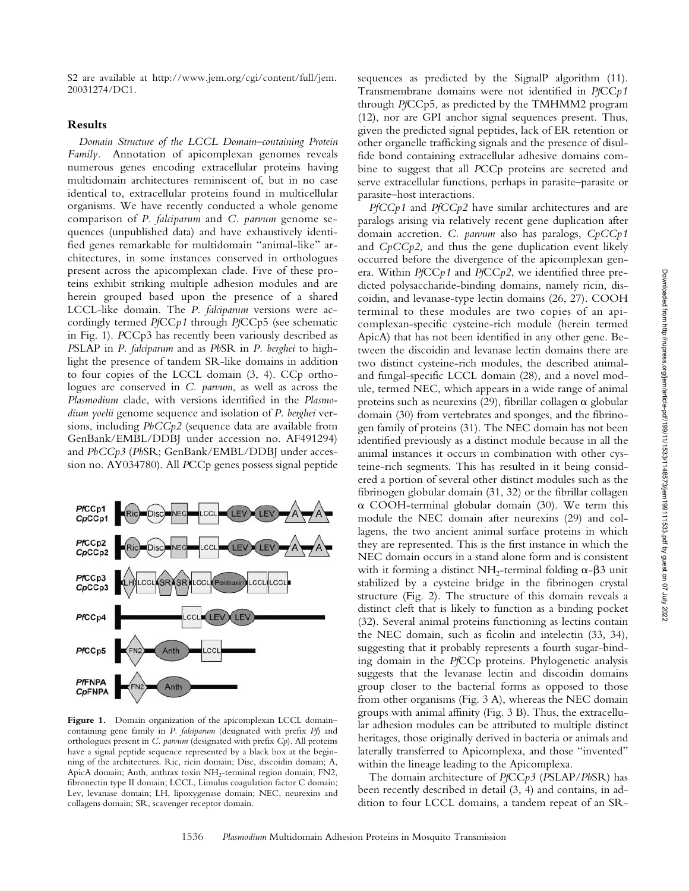S2 are available at http://www.jem.org/cgi/content/full/jem.20031274/DC1.

## Results

*Domain Structure of the LCCL Domain–containing Protein Family.* Annotation of apicomplexan genomes reveals numerous genes encoding extracellular proteins having multidomain architectures reminiscent of, but in no case identical to, extracellular proteins found in multicellular organisms. We have recently conducted a whole genome comparison of *P. falciparum* and *C. parvum* genome sequences (unpublished data) and have exhaustively identified genes remarkable for multidomain "animal-like" architectures, in some instances conserved in orthologues present across the apicomplexan clade. Five of these proteins exhibit striking multiple adhesion modules and are herein grouped based upon the presence of a shared LCCL-like domain. The *P. falciparum* versions were accordingly termed *Pf*CC*p1* through *Pf*CCp5 (see schematic in Fig. 1). *P*CCp3 has recently been variously described as *P*SLAP in *P. falciparum* and as *Pb*SR in *P. berghei* to highlight the presence of tandem SR-like domains in addition to four copies of the LCCL domain (3, 4). CCp orthologues are conserved in *C. parvum*, as well as across the *Plasmodium* clade, with versions identified in the *Plasmodium yoelii* genome sequence and isolation of *P. berghei* versions, including *PbCCp2* (sequence data are available from GenBank/EMBL/DDBJ under accession no. AF491294) and *PbCCp3* (*Pb*SR; GenBank/EMBL/DDBJ under accession no. AY034780). All *P*CCp genes possess signal peptide sequences as predicted by the SignalP algorithm (11). Transmembrane domains were not identified in *Pf*CC*p1* through *Pf*CCp5, as predicted by the TMHMM2 program (12), nor are GPI anchor signal sequences present. Thus, given the predicted signal peptides, lack of ER retention or other organelle trafficking signals and the presence of disulfide bond containing extracellular adhesive domains combine to suggest that all *P*CCp proteins are secreted and serve extracellular functions, perhaps in parasite–parasite or parasite–host interactions.

Figure 1. Domain organization of the apicomplexan LCCL domain–containing gene family in *P. falciparum* (designated with prefix *Pf*) and orthologues present in *C. parvum* (designated with prefix *Cp*). All proteins have a signal peptide sequence represented by a black box at the beginning of the architectures. Ric, ricin domain; Disc, discoidin domain; A, ApicA domain; Anth, anthrax toxin $NH_2$-terminal region domain; FN2, fibronectin type II domain; LCCL, Limulus coagulation factor C domain; Lev, levanase domain; LH, lipoxygenase domain; NEC, neurexins and collagens domain; SR, scavenger receptor domain.

*PfCCp1* and *PfCCp2* have similar architectures and are paralogs arising via relatively recent gene duplication after domain accretion. *C. parvum* also has paralogs, *CpCCp1* and *CpCCp2*, and thus the gene duplication event likely occurred before the divergence of the apicomplexan genera. Within *Pf*CC*p1* and *Pf*CC*p2*, we identified three predicted polysaccharide-binding domains, namely ricin, discoidin, and levanase-type lectin domains (26, 27). COOH terminal to these modules are two copies of an apicomplexan-specific cysteine-rich module (herein termed ApicA) that has not been identified in any other gene. Between the discoidin and levanase lectin domains there are two distinct cysteine-rich modules, the described animal- and fungal-specific LCCL domain (28), and a novel module, termed NEC, which appears in a wide range of animal proteins such as neurexins (29), fibrillar collagen α globular domain (30) from vertebrates and sponges, and the fibrinogen family of proteins (31). The NEC domain has not been identified previously as a distinct module because in all the animal instances it occurs in combination with other cysteine-rich segments. This has resulted in it being considered a portion of several other distinct modules such as the fibrinogen globular domain (31, 32) or the fibrillar collagen α COOH-terminal globular domain (30). We term this module the NEC domain after neurexins (29) and collagens, the two ancient animal surface proteins in which they are represented. This is the first instance in which the NEC domain occurs in a stand alone form and is consistent with it forming a distinct $NH_2$-terminal folding α-β3 unit stabilized by a cysteine bridge in the fibrinogen crystal structure (Fig. 2). The structure of this domain reveals a distinct cleft that is likely to function as a binding pocket (32). Several animal proteins functioning as lectins contain the NEC domain, such as ficolin and intelectin (33, 34), suggesting that it probably represents a fourth sugar-binding domain in the *Pf*CCp proteins. Phylogenetic analysis suggests that the levanase lectin and discoidin domains group closer to the bacterial forms as opposed to those from other organisms (Fig. 3 A), whereas the NEC domain groups with animal affinity (Fig. 3 B). Thus, the extracellular adhesion modules can be attributed to multiple distinct heritages, those originally derived in bacteria or animals and laterally transferred to Apicomplexa, and those "invented" within the lineage leading to the Apicomplexa.

The domain architecture of *Pf*CC*p3* (*P*SLAP/*Pb*SR) has been recently described in detail (3, 4) and contains, in addition to four LCCL domains, a tandem repeat of an SR-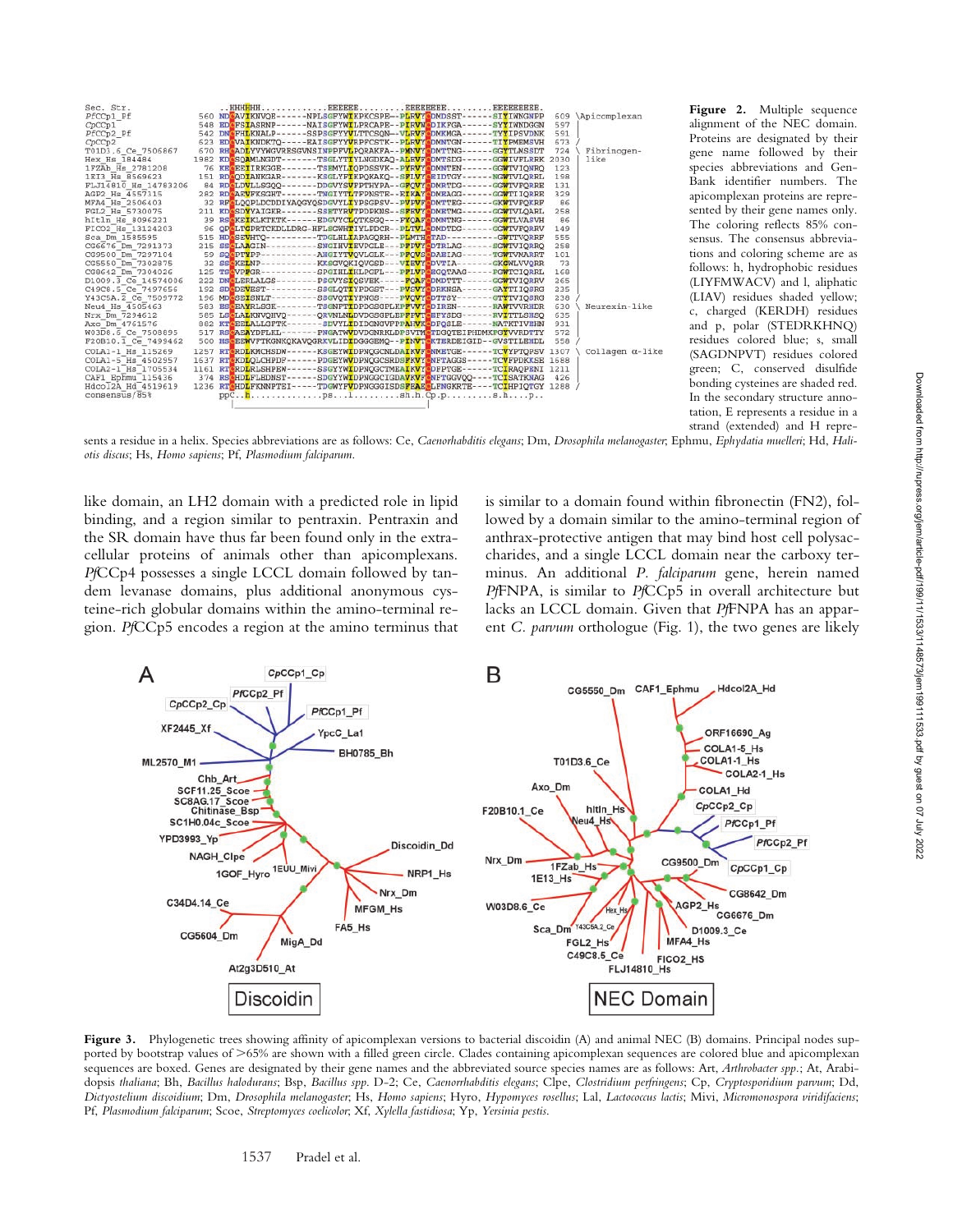**Figure 2.** Multiple sequence alignment of the NEC domain. Proteins are designated by their gene name followed by their species abbreviations and GenBank identifier numbers. The apicomplexan proteins are represented by their gene names only. The coloring reflects 85% consensus. The consensus abbreviations and coloring scheme are as follows: h, hydrophobic residues (LIYFMWACV) and l, aliphatic (LIAV) residues shaded yellow; c, charged (KERDH) residues and p, polar (STEDRKHNQ) residues colored blue; s, small (SAGDNPVT) residues colored green; C, conserved disulfide bonding cysteines are shaded red. In the secondary structure annotation, E represents a residue in a strand (extended) and H represents a residue in a helix. Species abbreviations are as follows: Ce, *Caenorhabditis elegans*; Dm, *Drosophila melanogaster*; Ephmu, *Ephydatia muelleri*; Hd, *Haliotis discus*; Hs, *Homo sapiens*; Pf, *Plasmodium falciparum*.

like domain, an LH2 domain with a predicted role in lipid binding, and a region similar to pentraxin. Pentraxin and the SR domain have thus far been found only in the extracellular proteins of animals other than apicomplexans. *Pf*CCp4 possesses a single LCCL domain followed by tandem levanase domains, plus additional anonymous cysteine-rich globular domains within the amino-terminal region. *Pf*CCp5 encodes a region at the amino terminus that is similar to a domain found within fibronectin (FN2), followed by a domain similar to the amino-terminal region of anthrax-protective antigen that may bind host cell polysaccharides, and a single LCCL domain near the carboxy terminus. An additional *P. falciparum* gene, herein named *Pf*FNPA, is similar to *Pf*CCp5 in overall architecture but lacks an LCCL domain. Given that *Pf*FNPA has an apparent *C. parvum* orthologue (Fig. 1), the two genes are likely

**Figure 3.** Phylogenetic trees showing affinity of apicomplexan versions to bacterial discoidin (A) and animal NEC (B) domains. Principal nodes supported by bootstrap values of >65% are shown with a filled green circle. Clades containing apicomplexan sequences are colored blue and apicomplexan sequences are boxed. Genes are designated by their gene names and the abbreviated source species names are as follows: Art, *Arthrobacter spp.*; At, *Arabidopsis thaliana*; Bh, *Bacillus halodurans*; Bsp, *Bacillus spp.* D-2; Ce, *Caenorhabditis elegans*; Clpe, *Clostridium perfringens*; Cp, *Cryptosporidium parvum*; Dd, *Dictyostelium discoidium*; Dm, *Drosophila melanogaster*; Hs, *Homo sapiens*; Hyro, *Hypomyces rosellus*; Lal, *Lactococcus lactis*; Mivi, *Micromonospora viridifaciens*; Pf, *Plasmodium falciparum*; Scoe, *Streptomyces coelicolor*; Xf, *Xylella fastidiosa*; Yp, *Yersinia pestis*.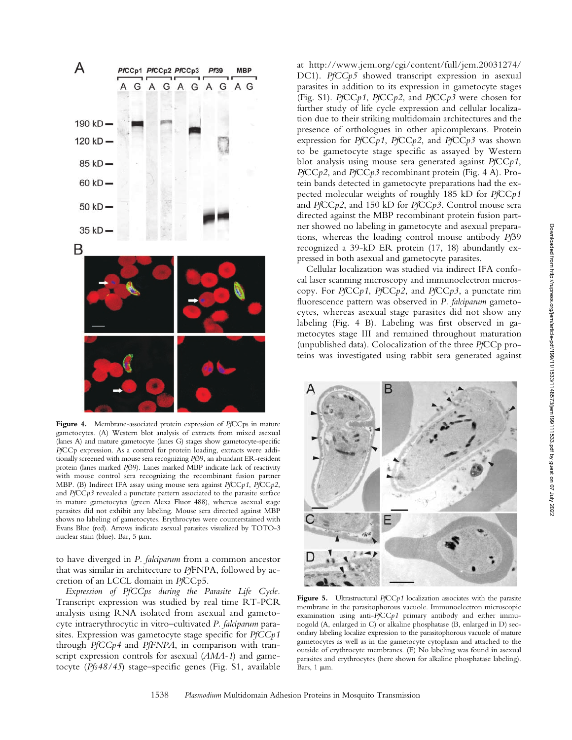**Figure 4.** Membrane-associated protein expression of *Pf*CCps in mature gametocytes. (A) Western blot analysis of extracts from mixed asexual (lanes A) and mature gametocyte (lanes G) stages show gametocyte-specific *Pf*CCp expression. As a control for protein loading, extracts were additionally screened with mouse sera recognizing *Pf*39, an abundant ER-resident protein (lanes marked *Pf*39). Lanes marked MBP indicate lack of reactivity with mouse control sera recognizing the recombinant fusion partner MBP. (B) Indirect IFA assay using mouse sera against *Pf*CCp*1*, *Pf*CCp*2*, and *Pf*CCp*3* revealed a punctate pattern associated to the parasite surface in mature gametocytes (green Alexa Fluor 488), whereas asexual stage parasites did not exhibit any labeling. Mouse sera directed against MBP shows no labeling of gametocytes. Erythrocytes were counterstained with Evans Blue (red). Arrows indicate asexual parasites visualized by TOTO-3 nuclear stain (blue). Bar, 5 μm.

to have diverged in *P. falciparum* from a common ancestor that was similar in architecture to *Pf*FNPA, followed by accretion of an LCCL domain in *Pf*CCp5.

*Expression of PfCCps during the Parasite Life Cycle.* Transcript expression was studied by real time RT-PCR analysis using RNA isolated from asexual and gametocyte intraerythrocytic in vitro–cultivated *P. falciparum* parasites. Expression was gametocyte stage specific for *PfCCp1* through *PfCCp4* and *PfFNPA*, in comparison with transcript expression controls for asexual (*AMA-1*) and gametocyte (*Pfs48/45*) stage–specific genes (Fig. S1, available at http://www.jem.org/cgi/content/full/jem.20031274/DC1). *PfCCp5* showed transcript expression in asexual parasites in addition to its expression in gametocyte stages (Fig. S1). *Pf*CCp*1*, *Pf*CCp*2*, and *Pf*CCp*3* were chosen for further study of life cycle expression and cellular localization due to their striking multidomain architectures and the presence of orthologues in other apicomplexans. Protein expression for *Pf*CCp*1*, *Pf*CCp*2*, and *Pf*CCp*3* was shown to be gametocyte stage specific as assayed by Western blot analysis using mouse sera generated against *Pf*CCp*1*, *Pf*CCp*2*, and *Pf*CCp*3* recombinant protein (Fig. 4 A). Protein bands detected in gametocyte preparations had the expected molecular weights of roughly 185 kD for *Pf*CCp*1* and *Pf*CCp*2*, and 150 kD for *Pf*CCp*3*. Control mouse sera directed against the MBP recombinant protein fusion partner showed no labeling in gametocyte and asexual preparations, whereas the loading control mouse antibody *Pf*39 recognized a 39-kD ER protein (17, 18) abundantly expressed in both asexual and gametocyte parasites.

Cellular localization was studied via indirect IFA confocal laser scanning microscopy and immunoelectron microscopy. For *Pf*CCp*1*, *Pf*CCp*2*, and *Pf*CCp*3*, a punctate rim fluorescence pattern was observed in *P. falciparum* gametocytes, whereas asexual stage parasites did not show any labeling (Fig. 4 B). Labeling was first observed in gametocytes stage III and remained throughout maturation (unpublished data). Colocalization of the three *Pf*CCp proteins was investigated using rabbit sera generated against

**Figure 5.** Ultrastructural *Pf*CC*p1* localization associates with the parasite membrane in the parasitophorous vacuole. Immunoelectron microscopic examination using anti-*Pf*CC*p1* primary antibody and either immunogold (A, enlarged in C) or alkaline phosphatase (B, enlarged in D) secondary labeling localize expression to the parasitophorous vacuole of mature gametocytes as well as in the gametocyte cytoplasm and attached to the outside of erythrocyte membranes. (E) No labeling was found in asexual parasites and erythrocytes (here shown for alkaline phosphatase labeling). Bars, 1 μm.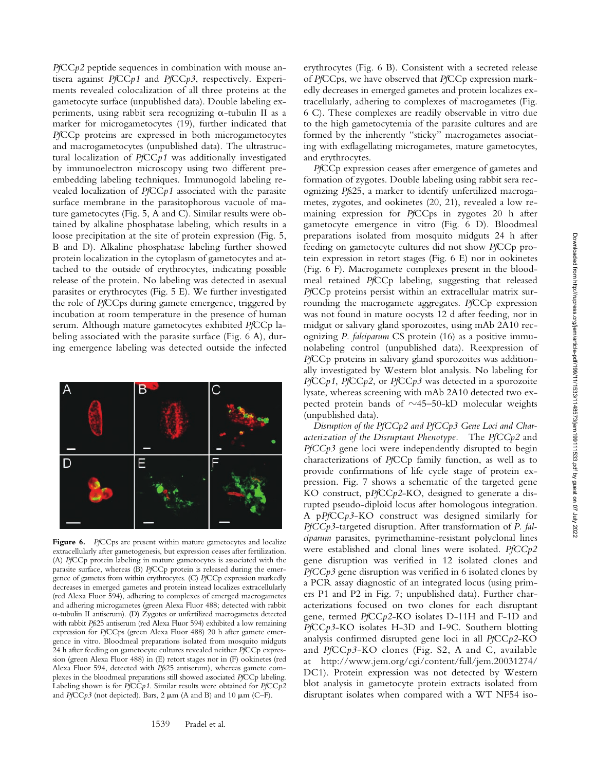*Pf*CC*p2* peptide sequences in combination with mouse antisera against *Pf*CC*p1* and *Pf*CC*p3*, respectively. Experiments revealed colocalization of all three proteins at the gametocyte surface (unpublished data). Double labeling experiments, using rabbit sera recognizing α-tubulin II as a marker for microgametocytes (19), further indicated that *Pf*CCp proteins are expressed in both microgametocytes and macrogametocytes (unpublished data). The ultrastructural localization of *Pf*CC*p1* was additionally investigated by immunoelectron microscopy using two different preembedding labeling techniques. Immunogold labeling revealed localization of *Pf*CC*p1* associated with the parasite surface membrane in the parasitophorous vacuole of mature gametocytes (Fig. 5, A and C). Similar results were obtained by alkaline phosphatase labeling, which results in a loose precipitation at the site of protein expression (Fig. 5, B and D). Alkaline phosphatase labeling further showed protein localization in the cytoplasm of gametocytes and attached to the outside of erythrocytes, indicating possible release of the protein. No labeling was detected in asexual parasites or erythrocytes (Fig. 5 E). We further investigated the role of *Pf*CCps during gamete emergence, triggered by incubation at room temperature in the presence of human serum. Although mature gametocytes exhibited *Pf*CCp labeling associated with the parasite surface (Fig. 6 A), during emergence labeling was detected outside the infected erythrocytes (Fig. 6 B). Consistent with a secreted release of *Pf*CCps, we have observed that *Pf*CCp expression markedly decreases in emerged gametes and protein localizes extracellularly, adhering to complexes of macrogametes (Fig. 6 C). These complexes are readily observable in vitro due to the high gametocytemia of the parasite cultures and are formed by the inherently "sticky" macrogametes associating with exflagellating microgametes, mature gametocytes, and erythrocytes.

**Figure 6.** *Pf*CCps are present within mature gametocytes and localize extracellularly after gametogenesis, but expression ceases after fertilization. (A) *Pf*CCp protein labeling in mature gametocytes is associated with the parasite surface, whereas (B) *Pf*CCp protein is released during the emergence of gametes from within erythrocytes. (C) *Pf*CCp expression markedly decreases in emerged gametes and protein instead localizes extracellularly (red Alexa Fluor 594), adhering to complexes of emerged macrogametes and adhering microgametes (green Alexa Fluor 488; detected with rabbit α-tubulin II antiserum). (D) Zygotes or unfertilized macrogametes detected with rabbit *Pfs*25 antiserum (red Alexa Fluor 594) exhibited a low remaining expression for *Pf*CCps (green Alexa Fluor 488) 20 h after gamete emergence in vitro. Bloodmeal preparations isolated from mosquito midguts 24 h after feeding on gametocyte cultures revealed neither *Pf*CCp expression (green Alexa Fluor 488) in (E) retort stages nor in (F) ookinetes (red Alexa Fluor 594, detected with *Pfs*25 antiserum), whereas gamete complexes in the bloodmeal preparations still showed associated *Pf*CCp labeling. Labeling shown is for *Pf*CC*p1*. Similar results were obtained for *Pf*CC*p2* and *Pf*CC*p3* (not depicted). Bars, 2 μm (A and B) and 10 μm (C–F).

*Pf*CCp expression ceases after emergence of gametes and formation of zygotes. Double labeling using rabbit sera recognizing *Pfs*25, a marker to identify unfertilized macrogametes, zygotes, and ookinetes (20, 21), revealed a low remaining expression for *Pf*CCps in zygotes 20 h after gametocyte emergence in vitro (Fig. 6 D). Bloodmeal preparations isolated from mosquito midguts 24 h after feeding on gametocyte cultures did not show *Pf*CCp protein expression in retort stages (Fig. 6 E) nor in ookinetes (Fig. 6 F). Macrogamete complexes present in the bloodmeal retained *Pf*CCp labeling, suggesting that released *Pf*CCp proteins persist within an extracellular matrix surrounding the macrogamete aggregates. *Pf*CCp expression was not found in mature oocysts 12 d after feeding, nor in midgut or salivary gland sporozoites, using mAb 2A10 recognizing *P. falciparum* CS protein (16) as a positive immunolabeling control (unpublished data). Reexpression of *Pf*CCp proteins in salivary gland sporozoites was additionally investigated by Western blot analysis. No labeling for *Pf*CC*p1*, *Pf*CC*p2*, or *Pf*CC*p3* was detected in a sporozoite lysate, whereas screening with mAb 2A10 detected two expected protein bands of ~45–50-kD molecular weights (unpublished data).

*Disruption of the PfCCp2 and PfCCp3 Gene Loci and Characterization of the Disruptant Phenotype.* The *PfCCp2* and *PfCCp3* gene loci were independently disrupted to begin characterizations of *Pf*CCp family function, as well as to provide confirmations of life cycle stage of protein expression. Fig. 7 shows a schematic of the targeted gene KO construct, p*Pf*CC*p2*-KO, designed to generate a disrupted pseudo-diploid locus after homologous integration. A p*Pf*CC*p3*-KO construct was designed similarly for *PfCCp3*-targeted disruption. After transformation of *P. falciparum* parasites, pyrimethamine-resistant polyclonal lines were established and clonal lines were isolated. *PfCCp2* gene disruption was verified in 12 isolated clones and *PfCCp3* gene disruption was verified in 6 isolated clones by a PCR assay diagnostic of an integrated locus (using primers P1 and P2 in Fig. 7; unpublished data). Further characterizations focused on two clones for each disruptant gene, termed *Pf*CC*p2*-KO isolates D-11H and F-1D and *Pf*CC*p3*-KO isolates H-3D and I-9C. Southern blotting analysis confirmed disrupted gene loci in all *Pf*CC*p2*-KO and *Pf*CC*p3*-KO clones (Fig. S2, A and C, available at http://www.jem.org/cgi/content/full/jem.20031274/DC1). Protein expression was not detected by Western blot analysis in gametocyte protein extracts isolated from disruptant isolates when compared with a WT NF54 iso-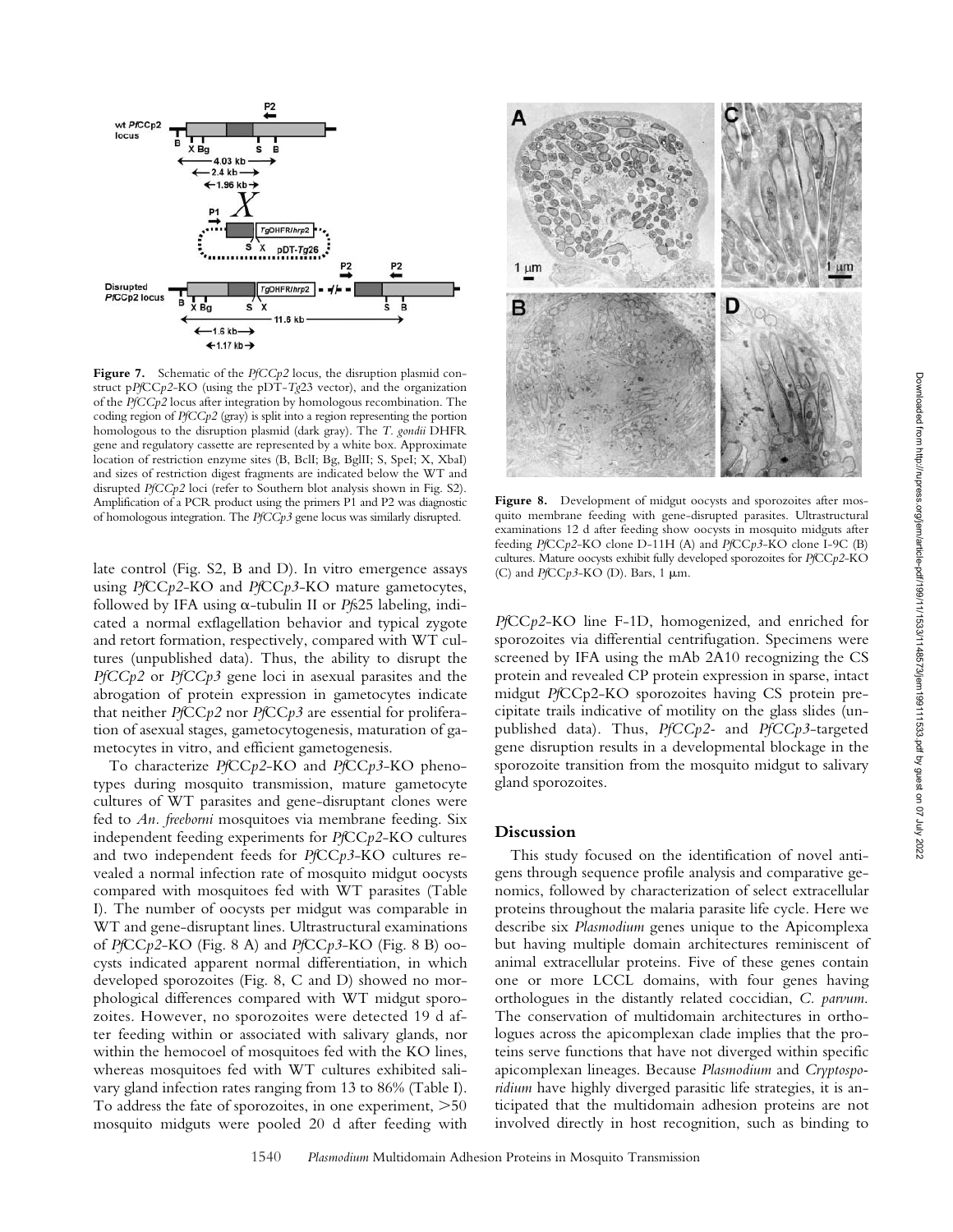**Figure 7.** Schematic of the *PfCCp2* locus, the disruption plasmid construct p*Pf*CC*p2*-KO (using the pDT-*Tg*23 vector), and the organization of the *PfCCp2* locus after integration by homologous recombination. The coding region of *PfCCp2* (gray) is split into a region representing the portion homologous to the disruption plasmid (dark gray). The *T. gondii* DHFR gene and regulatory cassette are represented by a white box. Approximate location of restriction enzyme sites (B, BclI; Bg, BglII; S, SpeI; X, XbaI) and sizes of restriction digest fragments are indicated below the WT and disrupted *PfCCp2* loci (refer to Southern blot analysis shown in Fig. S2). Amplification of a PCR product using the primers P1 and P2 was diagnostic of homologous integration. The *PfCCp3* gene locus was similarly disrupted.

**Figure 8.** Development of midgut oocysts and sporozoites after mosquito membrane feeding with gene-disrupted parasites. Ultrastructural examinations 12 d after feeding show oocysts in mosquito midguts after feeding *Pf*CC*p2*-KO clone D-11H (A) and *Pf*CC*p3*-KO clone I-9C (B) cultures. Mature oocysts exhibit fully developed sporozoites for *Pf*CC*p2*-KO (C) and *Pf*CC*p3*-KO (D). Bars, 1 μm.

late control (Fig. S2, B and D). In vitro emergence assays using *Pf*CC*p2*-KO and *Pf*CC*p3*-KO mature gametocytes, followed by IFA using α-tubulin II or *Pf*s25 labeling, indicated a normal exflagellation behavior and typical zygote and retort formation, respectively, compared with WT cultures (unpublished data). Thus, the ability to disrupt the *PfCCp2* or *PfCCp3* gene loci in asexual parasites and the abrogation of protein expression in gametocytes indicate that neither *Pf*CC*p2* nor *Pf*CC*p3* are essential for proliferation of asexual stages, gametocytogenesis, maturation of gametocytes in vitro, and efficient gametogenesis.

To characterize *Pf*CC*p2*-KO and *Pf*CC*p3*-KO phenotypes during mosquito transmission, mature gametocyte cultures of WT parasites and gene-disruptant clones were fed to *An. freeborni* mosquitoes via membrane feeding. Six independent feeding experiments for *Pf*CC*p2*-KO cultures and two independent feeds for *Pf*CC*p3*-KO cultures revealed a normal infection rate of mosquito midgut oocysts compared with mosquitoes fed with WT parasites (Table I). The number of oocysts per midgut was comparable in WT and gene-disruptant lines. Ultrastructural examinations of *Pf*CC*p2*-KO (Fig. 8 A) and *Pf*CC*p3*-KO (Fig. 8 B) oocysts indicated apparent normal differentiation, in which developed sporozoites (Fig. 8, C and D) showed no morphological differences compared with WT midgut sporozoites. However, no sporozoites were detected 19 d after feeding within or associated with salivary glands, nor within the hemocoel of mosquitoes fed with the KO lines, whereas mosquitoes fed with WT cultures exhibited salivary gland infection rates ranging from 13 to 86% (Table I). To address the fate of sporozoites, in one experiment, >50 mosquito midguts were pooled 20 d after feeding with *Pf*CC*p2*-KO line F-1D, homogenized, and enriched for sporozoites via differential centrifugation. Specimens were screened by IFA using the mAb 2A10 recognizing the CS protein and revealed CP protein expression in sparse, intact midgut *Pf*CCp2-KO sporozoites having CS protein precipitate trails indicative of motility on the glass slides (unpublished data). Thus, *PfCCp2*- and *PfCCp3*-targeted gene disruption results in a developmental blockage in the sporozoite transition from the mosquito midgut to salivary gland sporozoites.

## Discussion

This study focused on the identification of novel antigens through sequence profile analysis and comparative genomics, followed by characterization of select extracellular proteins throughout the malaria parasite life cycle. Here we describe six *Plasmodium* genes unique to the Apicomplexa but having multiple domain architectures reminiscent of animal extracellular proteins. Five of these genes contain one or more LCCL domains, with four genes having orthologues in the distantly related coccidian, *C. parvum*. The conservation of multidomain architectures in orthologues across the apicomplexan clade implies that the proteins serve functions that have not diverged within specific apicomplexan lineages. Because *Plasmodium* and *Cryptosporidium* have highly diverged parasitic life strategies, it is anticipated that the multidomain adhesion proteins are not involved directly in host recognition, such as binding to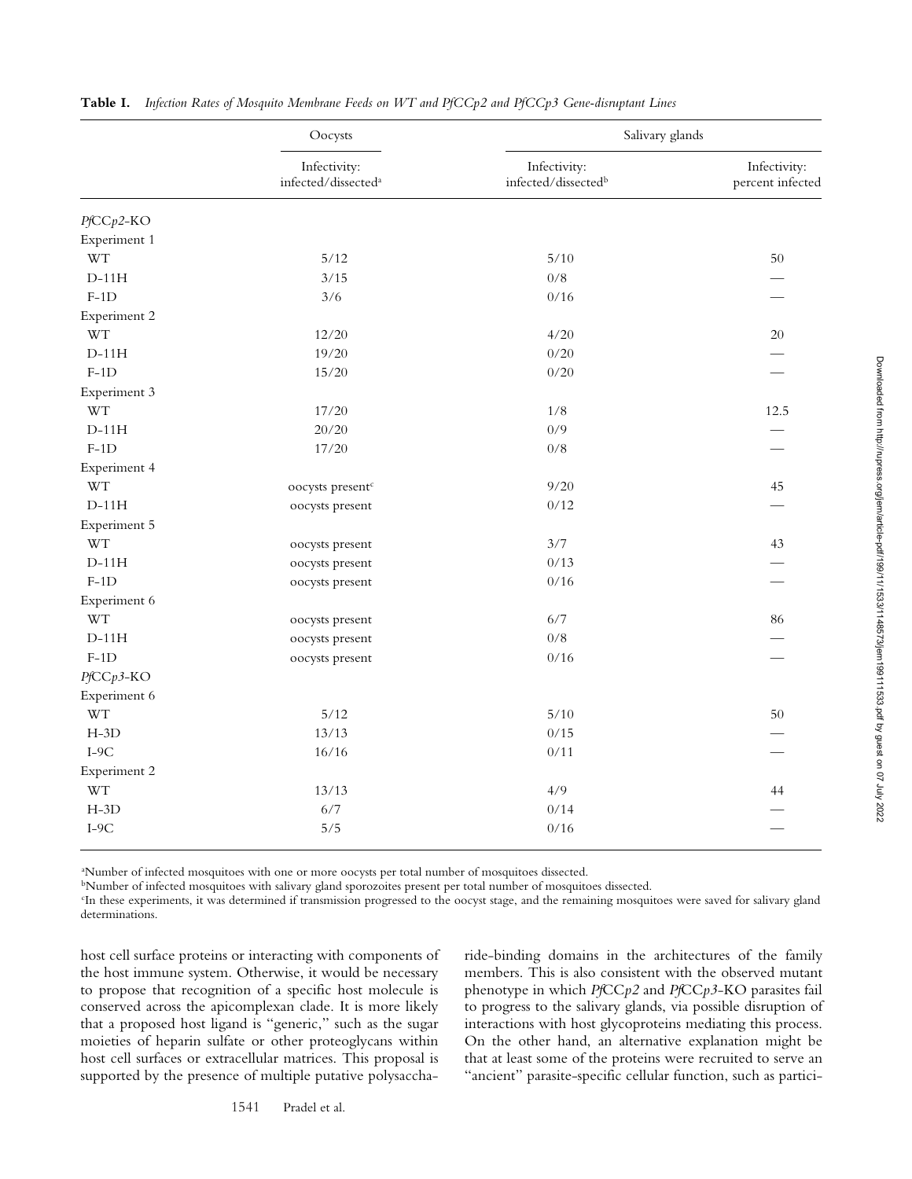**Table I.** *Infection Rates of Mosquito Membrane Feeds on WT and PfCCp2 and PfCCp3 Gene-disruptant Lines*

| | Oocysts | Salivary glands | |
|---|---|---|---|
| | Infectivity: infected/dissected[a] | Infectivity: infected/dissected[b] | Infectivity: percent infected |
| *Pf*CC*p2*-KO | | | |
| Experiment 1 | | | |
| WT | 5/12 | 5/10 | 50 |
| D-11H | 3/15 | 0/8 | — |
| F-1D | 3/6 | 0/16 | — |
| Experiment 2 | | | |
| WT | 12/20 | 4/20 | 20 |
| D-11H | 19/20 | 0/20 | — |
| F-1D | 15/20 | 0/20 | — |
| Experiment 3 | | | |
| WT | 17/20 | 1/8 | 12.5 |
| D-11H | 20/20 | 0/9 | — |
| F-1D | 17/20 | 0/8 | — |
| Experiment 4 | | | |
| WT | oocysts present[c] | 9/20 | 45 |
| D-11H | oocysts present | 0/12 | — |
| Experiment 5 | | | |
| WT | oocysts present | 3/7 | 43 |
| D-11H | oocysts present | 0/13 | — |
| F-1D | oocysts present | 0/16 | — |
| Experiment 6 | | | |
| WT | oocysts present | 6/7 | 86 |
| D-11H | oocysts present | 0/8 | — |
| F-1D | oocysts present | 0/16 | — |
| *Pf*CC*p3*-KO | | | |
| Experiment 6 | | | |
| WT | 5/12 | 5/10 | 50 |
| H-3D | 13/13 | 0/15 | — |
| I-9C | 16/16 | 0/11 | — |
| Experiment 2 | | | |
| WT | 13/13 | 4/9 | 44 |
| H-3D | 6/7 | 0/14 | — |
| I-9C | 5/5 | 0/16 | — |

[a]Number of infected mosquitoes with one or more oocysts per total number of mosquitoes dissected.

[b]Number of infected mosquitoes with salivary gland sporozoites present per total number of mosquitoes dissected.

[c]In these experiments, it was determined if transmission progressed to the oocyst stage, and the remaining mosquitoes were saved for salivary gland determinations.

host cell surface proteins or interacting with components of the host immune system. Otherwise, it would be necessary to propose that recognition of a specific host molecule is conserved across the apicomplexan clade. It is more likely that a proposed host ligand is "generic," such as the sugar moieties of heparin sulfate or other proteoglycans within host cell surfaces or extracellular matrices. This proposal is supported by the presence of multiple putative polysaccharide-binding domains in the architectures of the family members. This is also consistent with the observed mutant phenotype in which *Pf*CC*p2* and *Pf*CC*p3*-KO parasites fail to progress to the salivary glands, via possible disruption of interactions with host glycoproteins mediating this process. On the other hand, an alternative explanation might be that at least some of the proteins were recruited to serve an "ancient" parasite-specific cellular function, such as partici-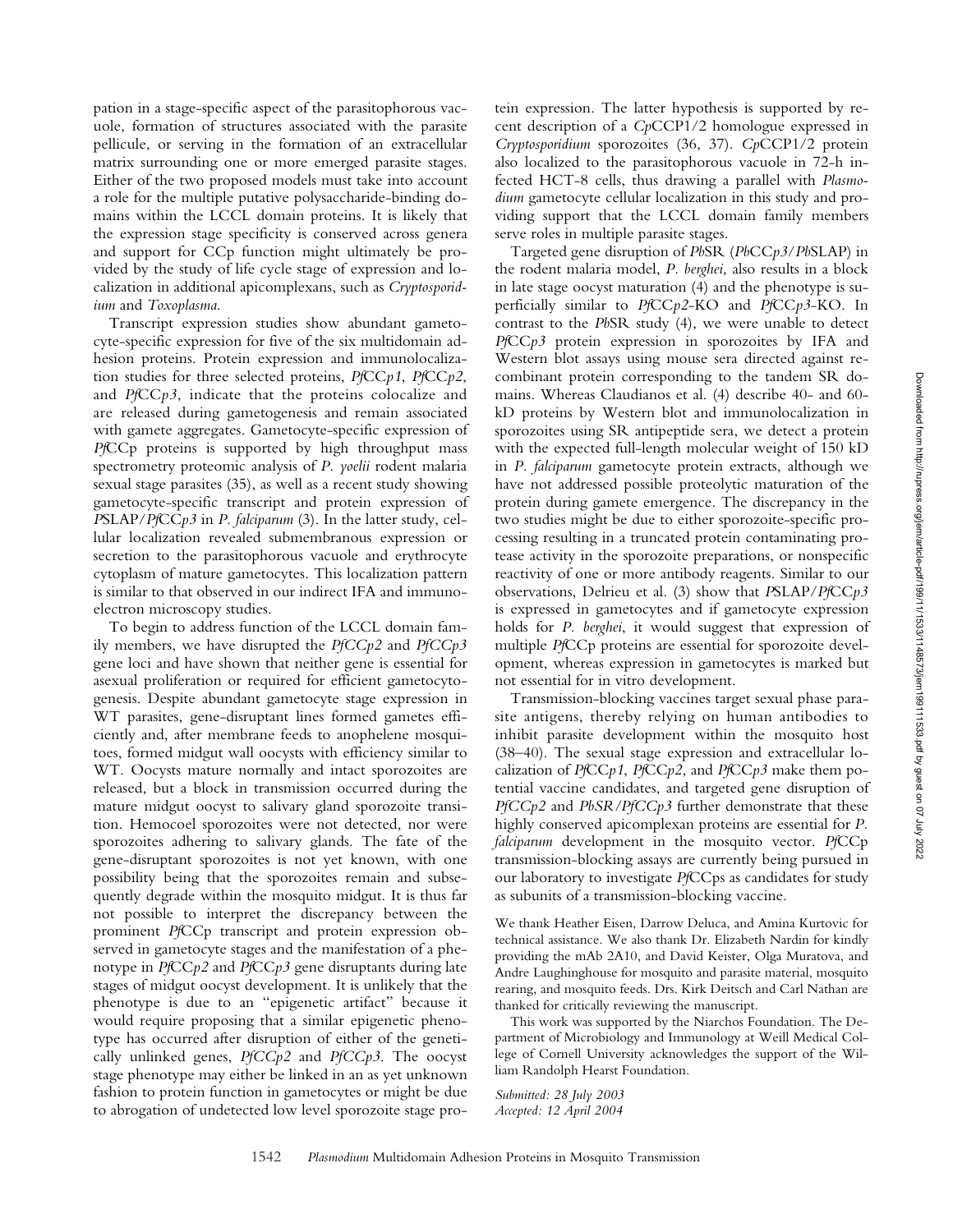pation in a stage-specific aspect of the parasitophorous vacuole, formation of structures associated with the parasite pellicule, or serving in the formation of an extracellular matrix surrounding one or more emerged parasite stages. Either of the two proposed models must take into account a role for the multiple putative polysaccharide-binding domains within the LCCL domain proteins. It is likely that the expression stage specificity is conserved across genera and support for CCp function might ultimately be provided by the study of life cycle stage of expression and localization in additional apicomplexans, such as *Cryptosporidium* and *Toxoplasma*.

Transcript expression studies show abundant gametocyte-specific expression for five of the six multidomain adhesion proteins. Protein expression and immunolocalization studies for three selected proteins, *Pf*CC*p1*, *Pf*CC*p2*, and *Pf*CC*p3*, indicate that the proteins colocalize and are released during gametogenesis and remain associated with gamete aggregates. Gametocyte-specific expression of *Pf*CCp proteins is supported by high throughput mass spectrometry proteomic analysis of *P. yoelii* rodent malaria sexual stage parasites (35), as well as a recent study showing gametocyte-specific transcript and protein expression of *P*SLAP/*Pf*CC*p3* in *P. falciparum* (3). In the latter study, cellular localization revealed submembranous expression or secretion to the parasitophorous vacuole and erythrocyte cytoplasm of mature gametocytes. This localization pattern is similar to that observed in our indirect IFA and immunoelectron microscopy studies.

To begin to address function of the LCCL domain family members, we have disrupted the *PfCCp2* and *PfCCp3* gene loci and have shown that neither gene is essential for asexual proliferation or required for efficient gametocytogenesis. Despite abundant gametocyte stage expression in WT parasites, gene-disruptant lines formed gametes efficiently and, after membrane feeds to anophelene mosquitoes, formed midgut wall oocysts with efficiency similar to WT. Oocysts mature normally and intact sporozoites are released, but a block in transmission occurred during the mature midgut oocyst to salivary gland sporozoite transition. Hemocoel sporozoites were not detected, nor were sporozoites adhering to salivary glands. The fate of the gene-disruptant sporozoites is not yet known, with one possibility being that the sporozoites remain and subsequently degrade within the mosquito midgut. It is thus far not possible to interpret the discrepancy between the prominent *Pf*CCp transcript and protein expression observed in gametocyte stages and the manifestation of a phenotype in *Pf*CC*p2* and *Pf*CC*p3* gene disruptants during late stages of midgut oocyst development. It is unlikely that the phenotype is due to an "epigenetic artifact" because it would require proposing that a similar epigenetic phenotype has occurred after disruption of either of the genetically unlinked genes, *PfCCp2* and *PfCCp3*. The oocyst stage phenotype may either be linked in an as yet unknown fashion to protein function in gametocytes or might be due to abrogation of undetected low level sporozoite stage protein expression. The latter hypothesis is supported by recent description of a *Cp*CCP1/2 homologue expressed in *Cryptosporidium* sporozoites (36, 37). *Cp*CCP1/2 protein also localized to the parasitophorous vacuole in 72-h infected HCT-8 cells, thus drawing a parallel with *Plasmodium* gametocyte cellular localization in this study and providing support that the LCCL domain family members serve roles in multiple parasite stages.

Targeted gene disruption of *Pb*SR (*Pb*CC*p3*/*Pb*SLAP) in the rodent malaria model, *P. berghei*, also results in a block in late stage oocyst maturation (4) and the phenotype is superficially similar to *Pf*CC*p2*-KO and *Pf*CC*p3*-KO. In contrast to the *Pb*SR study (4), we were unable to detect *Pf*CC*p3* protein expression in sporozoites by IFA and Western blot assays using mouse sera directed against recombinant protein corresponding to the tandem SR domains. Whereas Claudianos et al. (4) describe 40- and 60-kD proteins by Western blot and immunolocalization in sporozoites using SR antipeptide sera, we detect a protein with the expected full-length molecular weight of 150 kD in *P. falciparum* gametocyte protein extracts, although we have not addressed possible proteolytic maturation of the protein during gamete emergence. The discrepancy in the two studies might be due to either sporozoite-specific processing resulting in a truncated protein contaminating protease activity in the sporozoite preparations, or nonspecific reactivity of one or more antibody reagents. Similar to our observations, Delrieu et al. (3) show that *P*SLAP/*Pf*CC*p3* is expressed in gametocytes and if gametocyte expression holds for *P. berghei*, it would suggest that expression of multiple *Pf*CCp proteins are essential for sporozoite development, whereas expression in gametocytes is marked but not essential for in vitro development.

Transmission-blocking vaccines target sexual phase parasite antigens, thereby relying on human antibodies to inhibit parasite development within the mosquito host (38–40). The sexual stage expression and extracellular localization of *Pf*CC*p1*, *Pf*CC*p2*, and *Pf*CC*p3* make them potential vaccine candidates, and targeted gene disruption of *PfCCp2* and *PbSR*/*PfCCp3* further demonstrate that these highly conserved apicomplexan proteins are essential for *P. falciparum* development in the mosquito vector. *Pf*CCp transmission-blocking assays are currently being pursued in our laboratory to investigate *Pf*CCps as candidates for study as subunits of a transmission-blocking vaccine.

We thank Heather Eisen, Darrow Deluca, and Amina Kurtovic for technical assistance. We also thank Dr. Elizabeth Nardin for kindly providing the mAb 2A10, and David Keister, Olga Muratova, and Andre Laughinghouse for mosquito and parasite material, mosquito rearing, and mosquito feeds. Drs. Kirk Deitsch and Carl Nathan are thanked for critically reviewing the manuscript.

This work was supported by the Niarchos Foundation. The Department of Microbiology and Immunology at Weill Medical College of Cornell University acknowledges the support of the William Randolph Hearst Foundation.

*Submitted: 28 July 2003*
*Accepted: 12 April 2004*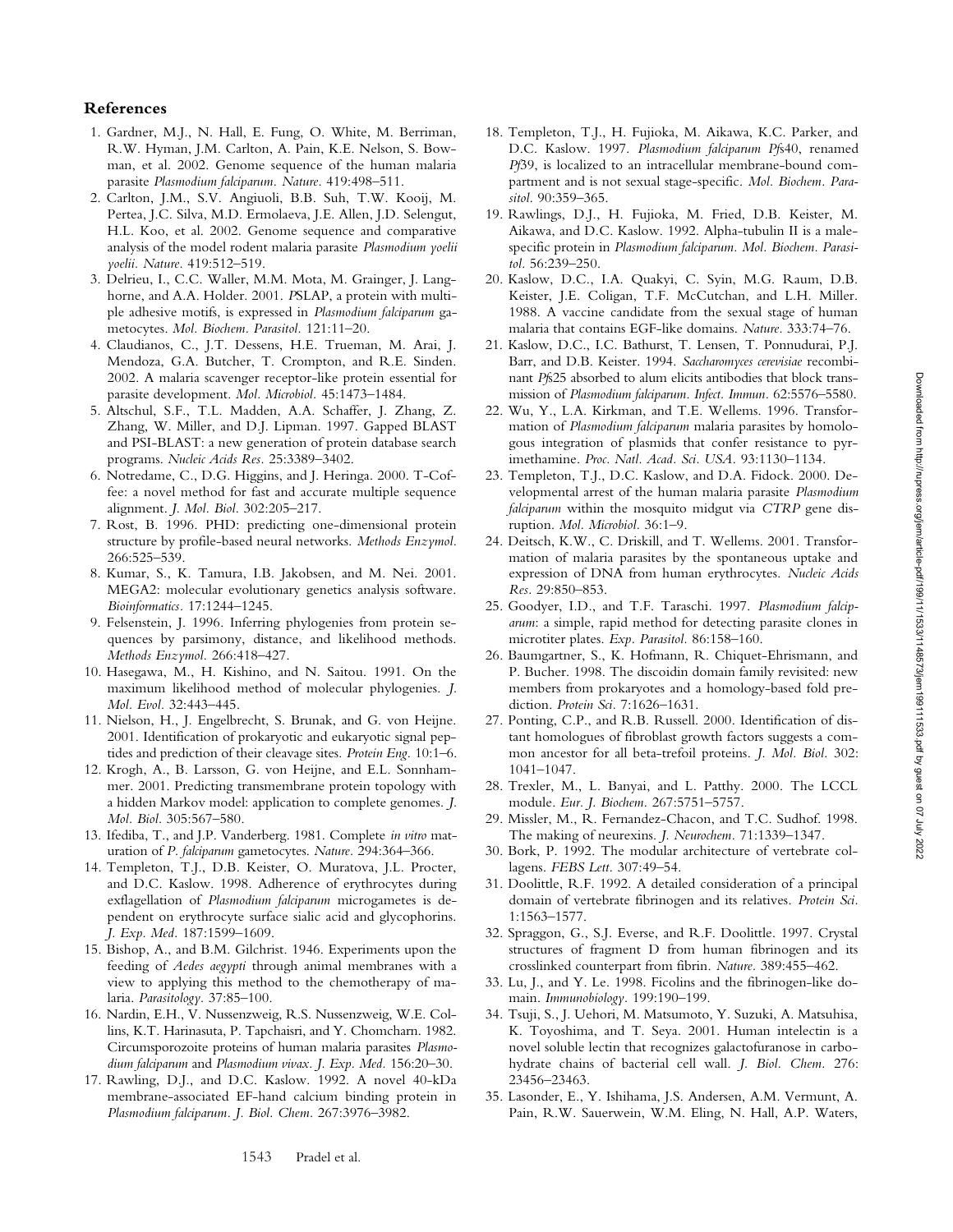## References

1. Gardner, M.J., N. Hall, E. Fung, O. White, M. Berriman, R.W. Hyman, J.M. Carlton, A. Pain, K.E. Nelson, S. Bowman, et al. 2002. Genome sequence of the human malaria parasite *Plasmodium falciparum*. *Nature.* 419:498–511.
2. Carlton, J.M., S.V. Angiuoli, B.B. Suh, T.W. Kooij, M. Pertea, J.C. Silva, M.D. Ermolaeva, J.E. Allen, J.D. Selengut, H.L. Koo, et al. 2002. Genome sequence and comparative analysis of the model rodent malaria parasite *Plasmodium yoelii yoelii*. *Nature.* 419:512–519.
3. Delrieu, I., C.C. Waller, M.M. Mota, M. Grainger, J. Langhorne, and A.A. Holder. 2001. *P*SLAP, a protein with multiple adhesive motifs, is expressed in *Plasmodium falciparum* gametocytes. *Mol. Biochem. Parasitol.* 121:11–20.
4. Claudianos, C., J.T. Dessens, H.E. Trueman, M. Arai, J. Mendoza, G.A. Butcher, T. Crompton, and R.E. Sinden. 2002. A malaria scavenger receptor-like protein essential for parasite development. *Mol. Microbiol.* 45:1473–1484.
5. Altschul, S.F., T.L. Madden, A.A. Schaffer, J. Zhang, Z. Zhang, W. Miller, and D.J. Lipman. 1997. Gapped BLAST and PSI-BLAST: a new generation of protein database search programs. *Nucleic Acids Res.* 25:3389–3402.
6. Notredame, C., D.G. Higgins, and J. Heringa. 2000. T-Coffee: a novel method for fast and accurate multiple sequence alignment. *J. Mol. Biol.* 302:205–217.
7. Rost, B. 1996. PHD: predicting one-dimensional protein structure by profile-based neural networks. *Methods Enzymol.* 266:525–539.
8. Kumar, S., K. Tamura, I.B. Jakobsen, and M. Nei. 2001. MEGA2: molecular evolutionary genetics analysis software. *Bioinformatics.* 17:1244–1245.
9. Felsenstein, J. 1996. Inferring phylogenies from protein sequences by parsimony, distance, and likelihood methods. *Methods Enzymol.* 266:418–427.
10. Hasegawa, M., H. Kishino, and N. Saitou. 1991. On the maximum likelihood method of molecular phylogenies. *J. Mol. Evol.* 32:443–445.
11. Nielson, H., J. Engelbrecht, S. Brunak, and G. von Heijne. 2001. Identification of prokaryotic and eukaryotic signal peptides and prediction of their cleavage sites. *Protein Eng.* 10:1–6.
12. Krogh, A., B. Larsson, G. von Heijne, and E.L. Sonnhammer. 2001. Predicting transmembrane protein topology with a hidden Markov model: application to complete genomes. *J. Mol. Biol.* 305:567–580.
13. Ifediba, T., and J.P. Vanderberg. 1981. Complete *in vitro* maturation of *P. falciparum* gametocytes. *Nature.* 294:364–366.
14. Templeton, T.J., D.B. Keister, O. Muratova, J.L. Procter, and D.C. Kaslow. 1998. Adherence of erythrocytes during exflagellation of *Plasmodium falciparum* microgametes is dependent on erythrocyte surface sialic acid and glycophorins. *J. Exp. Med.* 187:1599–1609.
15. Bishop, A., and B.M. Gilchrist. 1946. Experiments upon the feeding of *Aedes aegypti* through animal membranes with a view to applying this method to the chemotherapy of malaria. *Parasitology.* 37:85–100.
16. Nardin, E.H., V. Nussenzweig, R.S. Nussenzweig, W.E. Collins, K.T. Harinasuta, P. Tapchaisri, and Y. Chomcharn. 1982. Circumsporozoite proteins of human malaria parasites *Plasmodium falciparum* and *Plasmodium vivax*. *J. Exp. Med.* 156:20–30.
17. Rawling, D.J., and D.C. Kaslow. 1992. A novel 40-kDa membrane-associated EF-hand calcium binding protein in *Plasmodium falciparum*. *J. Biol. Chem.* 267:3976–3982.
18. Templeton, T.J., H. Fujioka, M. Aikawa, K.C. Parker, and D.C. Kaslow. 1997. *Plasmodium falciparum Pfs*40, renamed *Pf*39, is localized to an intracellular membrane-bound compartment and is not sexual stage-specific. *Mol. Biochem. Parasitol.* 90:359–365.
19. Rawlings, D.J., H. Fujioka, M. Fried, D.B. Keister, M. Aikawa, and D.C. Kaslow. 1992. Alpha-tubulin II is a male-specific protein in *Plasmodium falciparum*. *Mol. Biochem. Parasitol.* 56:239–250.
20. Kaslow, D.C., I.A. Quakyi, C. Syin, M.G. Raum, D.B. Keister, J.E. Coligan, T.F. McCutchan, and L.H. Miller. 1988. A vaccine candidate from the sexual stage of human malaria that contains EGF-like domains. *Nature.* 333:74–76.
21. Kaslow, D.C., I.C. Bathurst, T. Lensen, T. Ponnudurai, P.J. Barr, and D.B. Keister. 1994. *Saccharomyces cerevisiae* recombinant *Pfs*25 absorbed to alum elicits antibodies that block transmission of *Plasmodium falciparum*. *Infect. Immun.* 62:5576–5580.
22. Wu, Y., L.A. Kirkman, and T.E. Wellems. 1996. Transformation of *Plasmodium falciparum* malaria parasites by homologous integration of plasmids that confer resistance to pyrimethamine. *Proc. Natl. Acad. Sci. USA.* 93:1130–1134.
23. Templeton, T.J., D.C. Kaslow, and D.A. Fidock. 2000. Developmental arrest of the human malaria parasite *Plasmodium falciparum* within the mosquito midgut via *CTRP* gene disruption. *Mol. Microbiol.* 36:1–9.
24. Deitsch, K.W., C. Driskill, and T. Wellems. 2001. Transformation of malaria parasites by the spontaneous uptake and expression of DNA from human erythrocytes. *Nucleic Acids Res.* 29:850–853.
25. Goodyer, I.D., and T.F. Taraschi. 1997. *Plasmodium falciparum*: a simple, rapid method for detecting parasite clones in microtiter plates. *Exp. Parasitol.* 86:158–160.
26. Baumgartner, S., K. Hofmann, R. Chiquet-Ehrismann, and P. Bucher. 1998. The discoidin domain family revisited: new members from prokaryotes and a homology-based fold prediction. *Protein Sci.* 7:1626–1631.
27. Ponting, C.P., and R.B. Russell. 2000. Identification of distant homologues of fibroblast growth factors suggests a common ancestor for all beta-trefoil proteins. *J. Mol. Biol.* 302: 1041–1047.
28. Trexler, M., L. Banyai, and L. Patthy. 2000. The LCCL module. *Eur. J. Biochem.* 267:5751–5757.
29. Missler, M., R. Fernandez-Chacon, and T.C. Sudhof. 1998. The making of neurexins. *J. Neurochem.* 71:1339–1347.
30. Bork, P. 1992. The modular architecture of vertebrate collagens. *FEBS Lett.* 307:49–54.
31. Doolittle, R.F. 1992. A detailed consideration of a principal domain of vertebrate fibrinogen and its relatives. *Protein Sci.* 1:1563–1577.
32. Spraggon, G., S.J. Everse, and R.F. Doolittle. 1997. Crystal structures of fragment D from human fibrinogen and its crosslinked counterpart from fibrin. *Nature.* 389:455–462.
33. Lu, J., and Y. Le. 1998. Ficolins and the fibrinogen-like domain. *Immunobiology.* 199:190–199.
34. Tsuji, S., J. Uehori, M. Matsumoto, Y. Suzuki, A. Matsuhisa, K. Toyoshima, and T. Seya. 2001. Human intelectin is a novel soluble lectin that recognizes galactofuranose in carbohydrate chains of bacterial cell wall. *J. Biol. Chem.* 276: 23456–23463.
35. Lasonder, E., Y. Ishihama, J.S. Andersen, A.M. Vermunt, A. Pain, R.W. Sauerwein, W.M. Eling, N. Hall, A.P. Waters,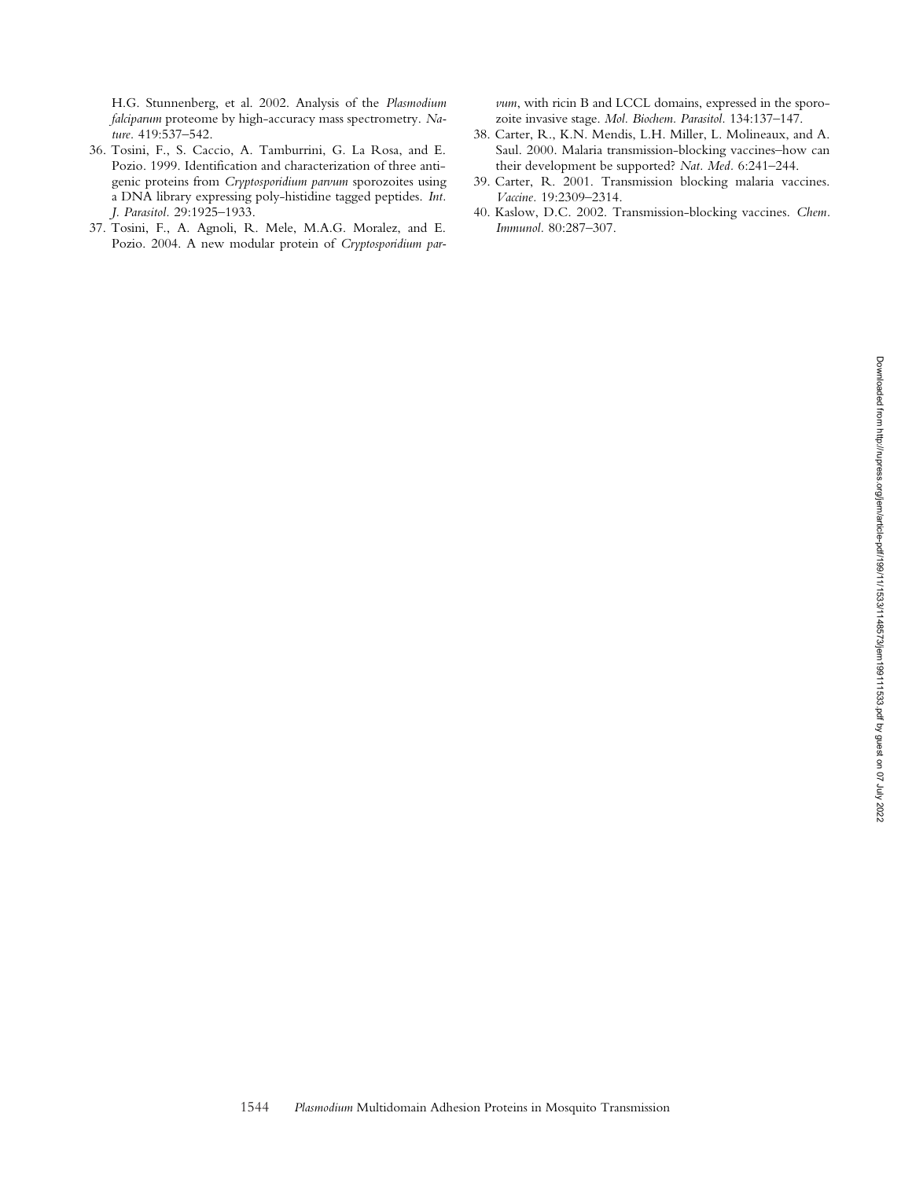H.G. Stunnenberg, et al. 2002. Analysis of the *Plasmodium falciparum* proteome by high-accuracy mass spectrometry. *Nature.* 419:537–542.

36. Tosini, F., S. Caccio, A. Tamburrini, G. La Rosa, and E. Pozio. 1999. Identification and characterization of three antigenic proteins from *Cryptosporidium parvum* sporozoites using a DNA library expressing poly-histidine tagged peptides. *Int. J. Parasitol.* 29:1925–1933.
37. Tosini, F., A. Agnoli, R. Mele, M.A.G. Moralez, and E. Pozio. 2004. A new modular protein of *Cryptosporidium parvum*, with ricin B and LCCL domains, expressed in the sporozoite invasive stage. *Mol. Biochem. Parasitol.* 134:137–147.
38. Carter, R., K.N. Mendis, L.H. Miller, L. Molineaux, and A. Saul. 2000. Malaria transmission-blocking vaccines–how can their development be supported? *Nat. Med.* 6:241–244.
39. Carter, R. 2001. Transmission blocking malaria vaccines. *Vaccine.* 19:2309–2314.
40. Kaslow, D.C. 2002. Transmission-blocking vaccines. *Chem. Immunol.* 80:287–307.